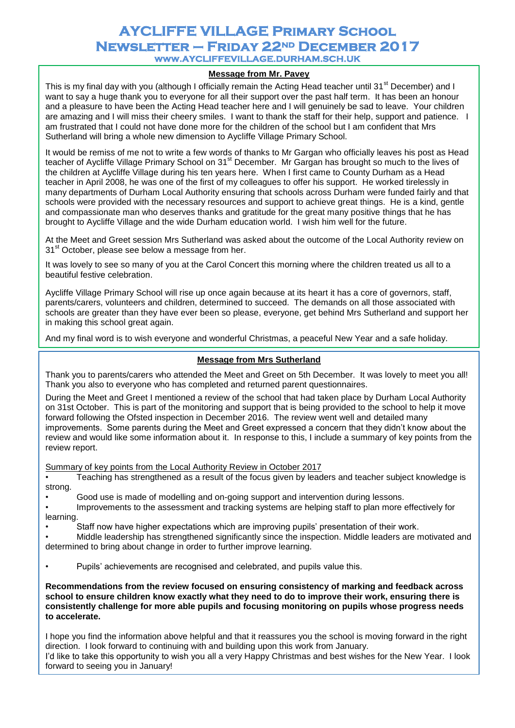# AYCLIFFE VILLAGE PRIMARY SCHOOL
## NEWSLETTER – FRIDAY 22ND DECEMBER 2017

WWW.AYCLIFFEVILLAGE.DURHAM.SCH.UK

### Message from Mr. Pavey

This is my final day with you (although I officially remain the Acting Head teacher until 31st December) and I want to say a huge thank you to everyone for all their support over the past half term. It has been an honour and a pleasure to have been the Acting Head teacher here and I will genuinely be sad to leave. Your children are amazing and I will miss their cheery smiles. I want to thank the staff for their help, support and patience. I am frustrated that I could not have done more for the children of the school but I am confident that Mrs Sutherland will bring a whole new dimension to Aycliffe Village Primary School.

It would be remiss of me not to write a few words of thanks to Mr Gargan who officially leaves his post as Head teacher of Aycliffe Village Primary School on 31st December. Mr Gargan has brought so much to the lives of the children at Aycliffe Village during his ten years here. When I first came to County Durham as a Head teacher in April 2008, he was one of the first of my colleagues to offer his support. He worked tirelessly in many departments of Durham Local Authority ensuring that schools across Durham were funded fairly and that schools were provided with the necessary resources and support to achieve great things. He is a kind, gentle and compassionate man who deserves thanks and gratitude for the great many positive things that he has brought to Aycliffe Village and the wide Durham education world. I wish him well for the future.

At the Meet and Greet session Mrs Sutherland was asked about the outcome of the Local Authority review on 31st October, please see below a message from her.

It was lovely to see so many of you at the Carol Concert this morning where the children treated us all to a beautiful festive celebration.

Aycliffe Village Primary School will rise up once again because at its heart it has a core of governors, staff, parents/carers, volunteers and children, determined to succeed. The demands on all those associated with schools are greater than they have ever been so please, everyone, get behind Mrs Sutherland and support her in making this school great again.

And my final word is to wish everyone and wonderful Christmas, a peaceful New Year and a safe holiday.

### Message from Mrs Sutherland

Thank you to parents/carers who attended the Meet and Greet on 5th December. It was lovely to meet you all! Thank you also to everyone who has completed and returned parent questionnaires.

During the Meet and Greet I mentioned a review of the school that had taken place by Durham Local Authority on 31st October. This is part of the monitoring and support that is being provided to the school to help it move forward following the Ofsted inspection in December 2016. The review went well and detailed many improvements. Some parents during the Meet and Greet expressed a concern that they didn't know about the review and would like some information about it. In response to this, I include a summary of key points from the review report.

Summary of key points from the Local Authority Review in October 2017

- Teaching has strengthened as a result of the focus given by leaders and teacher subject knowledge is strong.
- Good use is made of modelling and on-going support and intervention during lessons.
- Improvements to the assessment and tracking systems are helping staff to plan more effectively for learning.
- Staff now have higher expectations which are improving pupils' presentation of their work.
- Middle leadership has strengthened significantly since the inspection. Middle leaders are motivated and determined to bring about change in order to further improve learning.
- Pupils' achievements are recognised and celebrated, and pupils value this.

**Recommendations from the review focused on ensuring consistency of marking and feedback across school to ensure children know exactly what they need to do to improve their work, ensuring there is consistently challenge for more able pupils and focusing monitoring on pupils whose progress needs to accelerate.**

I hope you find the information above helpful and that it reassures you the school is moving forward in the right direction. I look forward to continuing with and building upon this work from January.
I'd like to take this opportunity to wish you all a very Happy Christmas and best wishes for the New Year. I look forward to seeing you in January!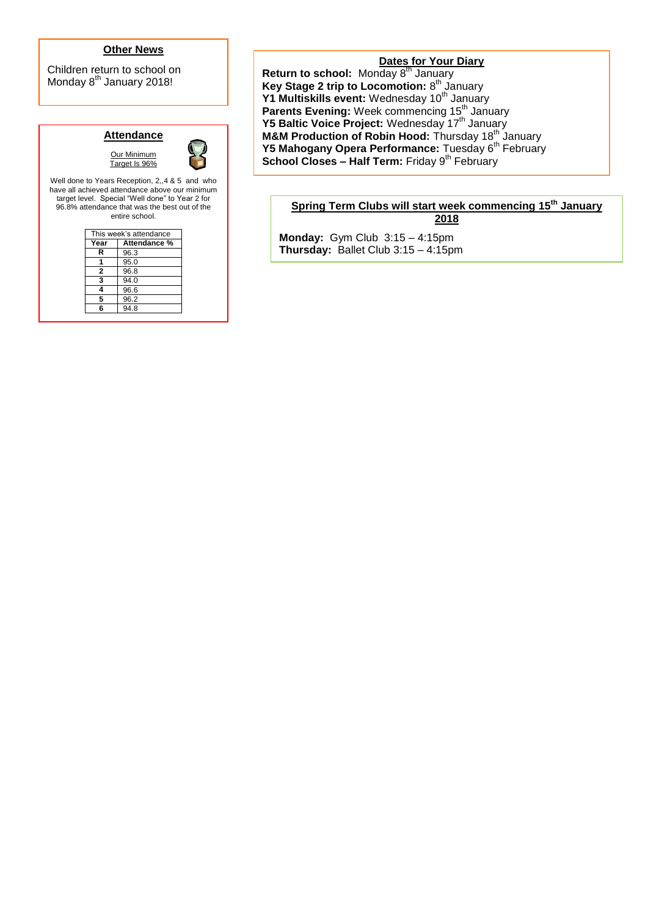## Other News

Children return to school on Monday 8th January 2018!

## Attendance

Our Minimum Target Is 96%

Well done to Years Reception, 2,,4 & 5 and who have all achieved attendance above our minimum target level. Special "Well done" to Year 2 for 96.8% attendance that was the best out of the entire school.

| This week's attendance | |
|---|---|
| **Year** | **Attendance %** |
| **R** | 96.3 |
| **1** | 95.0 |
| **2** | 96.8 |
| **3** | 94.0 |
| **4** | 96.6 |
| **5** | 96.2 |
| **6** | 94.8 |

## Dates for Your Diary

**Return to school:** Monday 8th January
**Key Stage 2 trip to Locomotion:** 8th January
**Y1 Multiskills event:** Wednesday 10th January
**Parents Evening:** Week commencing 15th January
**Y5 Baltic Voice Project:** Wednesday 17th January
**M&M Production of Robin Hood:** Thursday 18th January
**Y5 Mahogany Opera Performance:** Tuesday 6th February
**School Closes – Half Term:** Friday 9th February

## Spring Term Clubs will start week commencing 15th January 2018

**Monday:** Gym Club 3:15 – 4:15pm
**Thursday:** Ballet Club 3:15 – 4:15pm